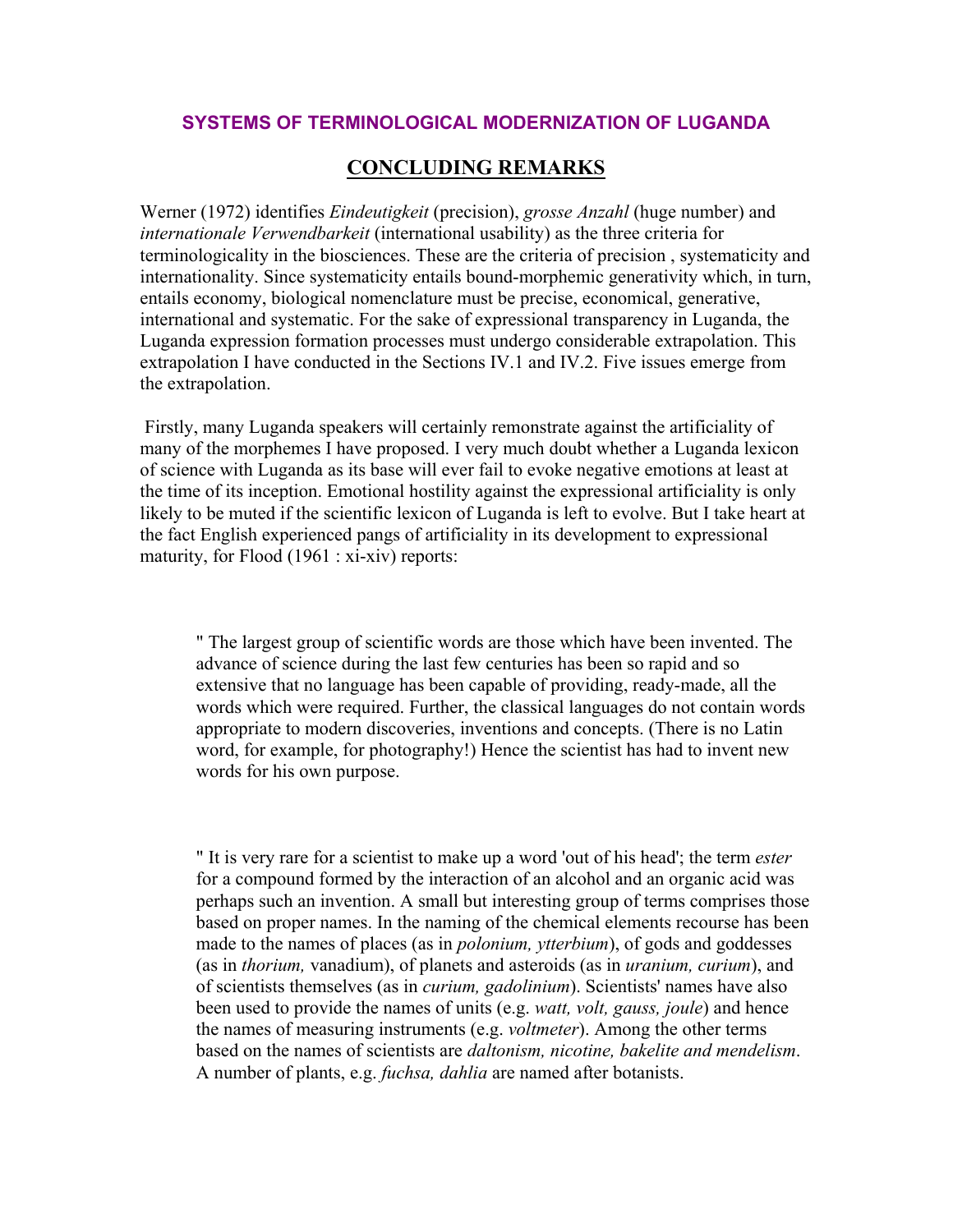## SYSTEMS OF TERMINOLOGICAL MODERNIZATION OF LUGANDA

## CONCLUDING REMARKS

Werner (1972) identifies *Eindeutigkeit* (precision), *grosse Anzahl* (huge number) and *internationale Verwendbarkeit* (international usability) as the three criteria for terminologicality in the biosciences. These are the criteria of precision , systematicity and internationality. Since systematicity entails bound-morphemic generativity which, in turn, entails economy, biological nomenclature must be precise, economical, generative, international and systematic. For the sake of expressional transparency in Luganda, the Luganda expression formation processes must undergo considerable extrapolation. This extrapolation I have conducted in the Sections IV.1 and IV.2. Five issues emerge from the extrapolation.

Firstly, many Luganda speakers will certainly remonstrate against the artificiality of many of the morphemes I have proposed. I very much doubt whether a Luganda lexicon of science with Luganda as its base will ever fail to evoke negative emotions at least at the time of its inception. Emotional hostility against the expressional artificiality is only likely to be muted if the scientific lexicon of Luganda is left to evolve. But I take heart at the fact English experienced pangs of artificiality in its development to expressional maturity, for Flood (1961 : xi-xiv) reports:

> " The largest group of scientific words are those which have been invented. The advance of science during the last few centuries has been so rapid and so extensive that no language has been capable of providing, ready-made, all the words which were required. Further, the classical languages do not contain words appropriate to modern discoveries, inventions and concepts. (There is no Latin word, for example, for photography!) Hence the scientist has had to invent new words for his own purpose.
>
> " It is very rare for a scientist to make up a word 'out of his head'; the term *ester* for a compound formed by the interaction of an alcohol and an organic acid was perhaps such an invention. A small but interesting group of terms comprises those based on proper names. In the naming of the chemical elements recourse has been made to the names of places (as in *polonium, ytterbium*), of gods and goddesses (as in *thorium,* vanadium), of planets and asteroids (as in *uranium, curium*), and of scientists themselves (as in *curium, gadolinium*). Scientists' names have also been used to provide the names of units (e.g. *watt, volt, gauss, joule*) and hence the names of measuring instruments (e.g. *voltmeter*). Among the other terms based on the names of scientists are *daltonism, nicotine, bakelite and mendelism*. A number of plants, e.g. *fuchsa, dahlia* are named after botanists.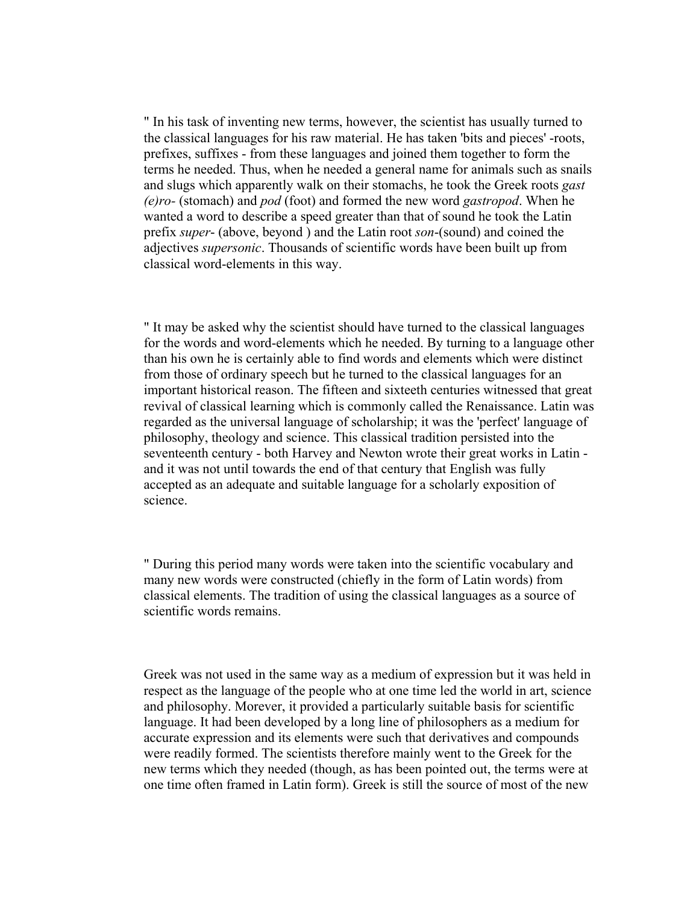" In his task of inventing new terms, however, the scientist has usually turned to the classical languages for his raw material. He has taken 'bits and pieces' -roots, prefixes, suffixes - from these languages and joined them together to form the terms he needed. Thus, when he needed a general name for animals such as snails and slugs which apparently walk on their stomachs, he took the Greek roots *gast (e)ro-* (stomach) and *pod* (foot) and formed the new word *gastropod*. When he wanted a word to describe a speed greater than that of sound he took the Latin prefix *super-* (above, beyond ) and the Latin root *son-*(sound) and coined the adjectives *supersonic*. Thousands of scientific words have been built up from classical word-elements in this way.

" It may be asked why the scientist should have turned to the classical languages for the words and word-elements which he needed. By turning to a language other than his own he is certainly able to find words and elements which were distinct from those of ordinary speech but he turned to the classical languages for an important historical reason. The fifteen and sixteeth centuries witnessed that great revival of classical learning which is commonly called the Renaissance. Latin was regarded as the universal language of scholarship; it was the 'perfect' language of philosophy, theology and science. This classical tradition persisted into the seventeenth century - both Harvey and Newton wrote their great works in Latin - and it was not until towards the end of that century that English was fully accepted as an adequate and suitable language for a scholarly exposition of science.

" During this period many words were taken into the scientific vocabulary and many new words were constructed (chiefly in the form of Latin words) from classical elements. The tradition of using the classical languages as a source of scientific words remains.

Greek was not used in the same way as a medium of expression but it was held in respect as the language of the people who at one time led the world in art, science and philosophy. Morever, it provided a particularly suitable basis for scientific language. It had been developed by a long line of philosophers as a medium for accurate expression and its elements were such that derivatives and compounds were readily formed. The scientists therefore mainly went to the Greek for the new terms which they needed (though, as has been pointed out, the terms were at one time often framed in Latin form). Greek is still the source of most of the new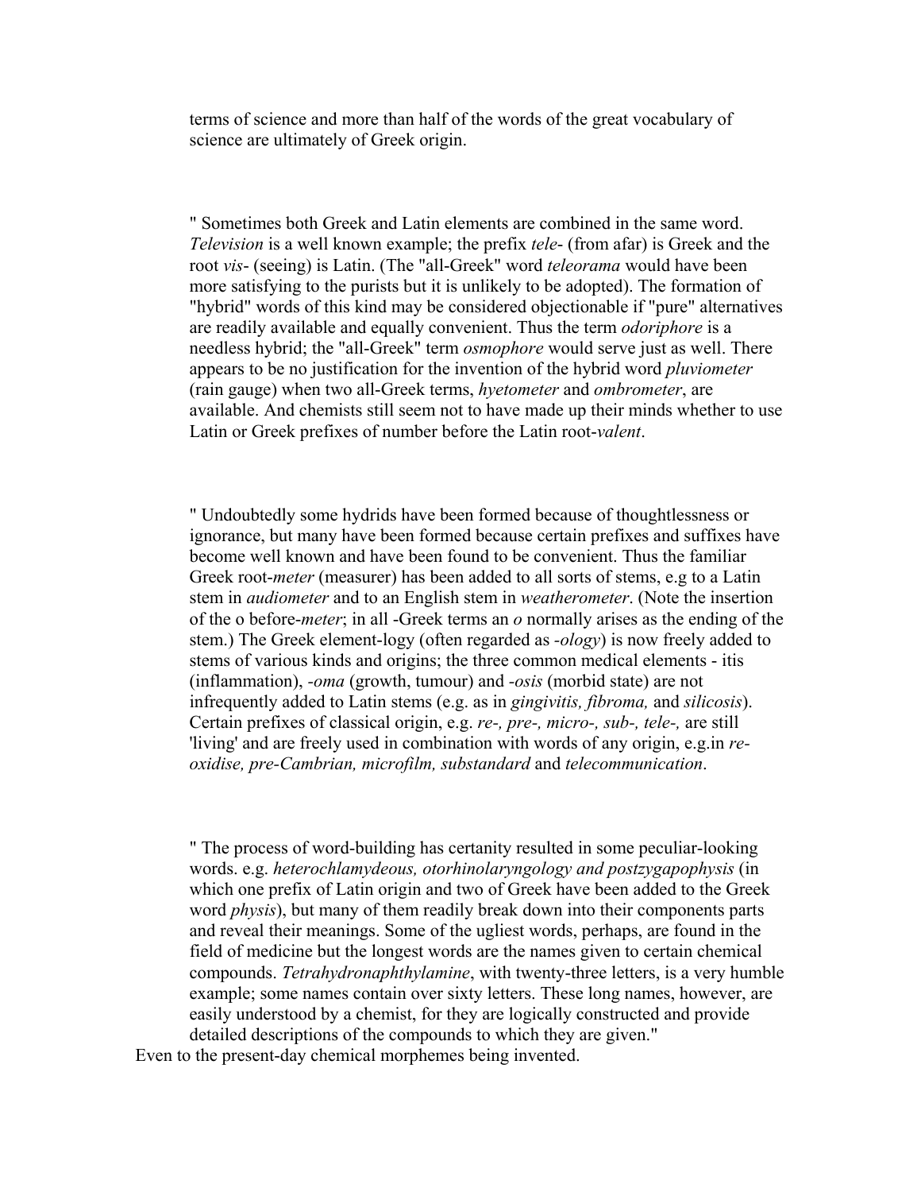terms of science and more than half of the words of the great vocabulary of science are ultimately of Greek origin.

" Sometimes both Greek and Latin elements are combined in the same word. *Television* is a well known example; the prefix *tele*- (from afar) is Greek and the root *vis*- (seeing) is Latin. (The "all-Greek" word *teleorama* would have been more satisfying to the purists but it is unlikely to be adopted). The formation of "hybrid" words of this kind may be considered objectionable if "pure" alternatives are readily available and equally convenient. Thus the term *odoriphore* is a needless hybrid; the "all-Greek" term *osmophore* would serve just as well. There appears to be no justification for the invention of the hybrid word *pluviometer* (rain gauge) when two all-Greek terms, *hyetometer* and *ombrometer*, are available. And chemists still seem not to have made up their minds whether to use Latin or Greek prefixes of number before the Latin root-*valent*.

" Undoubtedly some hydrids have been formed because of thoughtlessness or ignorance, but many have been formed because certain prefixes and suffixes have become well known and have been found to be convenient. Thus the familiar Greek root-*meter* (measurer) has been added to all sorts of stems, e.g to a Latin stem in *audiometer* and to an English stem in *weatherometer*. (Note the insertion of the o before-*meter*; in all -Greek terms an *o* normally arises as the ending of the stem.) The Greek element-logy (often regarded as *-ology*) is now freely added to stems of various kinds and origins; the three common medical elements - itis (inflammation), *-oma* (growth, tumour) and *-osis* (morbid state) are not infrequently added to Latin stems (e.g. as in *gingivitis, fibroma,* and *silicosis*). Certain prefixes of classical origin, e.g. *re-, pre-, micro-, sub-, tele-,* are still 'living' and are freely used in combination with words of any origin, e.g.in *re-oxidise, pre-Cambrian, microfilm, substandard* and *telecommunication*.

" The process of word-building has certanity resulted in some peculiar-looking words. e.g. *heterochlamydeous, otorhinolaryngology and postzygapophysis* (in which one prefix of Latin origin and two of Greek have been added to the Greek word *physis*), but many of them readily break down into their components parts and reveal their meanings. Some of the ugliest words, perhaps, are found in the field of medicine but the longest words are the names given to certain chemical compounds. *Tetrahydronaphthylamine*, with twenty-three letters, is a very humble example; some names contain over sixty letters. These long names, however, are easily understood by a chemist, for they are logically constructed and provide detailed descriptions of the compounds to which they are given."

Even to the present-day chemical morphemes being invented.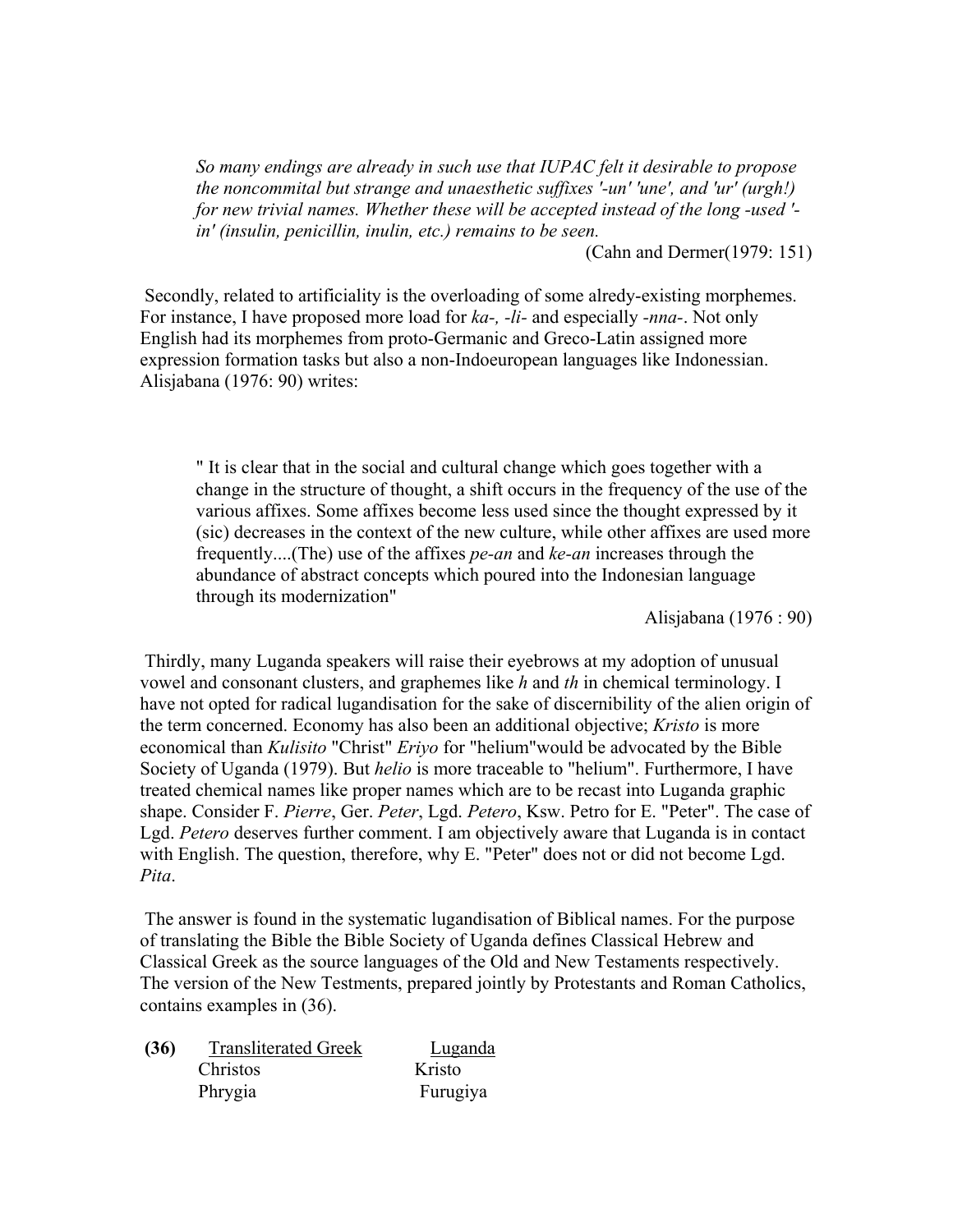*So many endings are already in such use that IUPAC felt it desirable to propose the noncommital but strange and unaesthetic suffixes '-un' 'une', and 'ur' (urgh!) for new trivial names. Whether these will be accepted instead of the long -used '-in' (insulin, penicillin, inulin, etc.) remains to be seen.*

(Cahn and Dermer(1979: 151)

Secondly, related to artificiality is the overloading of some alredy-existing morphemes. For instance, I have proposed more load for *ka-, -li-* and especially *-nna-*. Not only English had its morphemes from proto-Germanic and Greco-Latin assigned more expression formation tasks but also a non-Indoeuropean languages like Indonessian. Alisjabana (1976: 90) writes:

" It is clear that in the social and cultural change which goes together with a change in the structure of thought, a shift occurs in the frequency of the use of the various affixes. Some affixes become less used since the thought expressed by it (sic) decreases in the context of the new culture, while other affixes are used more frequently....(The) use of the affixes *pe-an* and *ke-an* increases through the abundance of abstract concepts which poured into the Indonesian language through its modernization"

Alisjabana (1976 : 90)

Thirdly, many Luganda speakers will raise their eyebrows at my adoption of unusual vowel and consonant clusters, and graphemes like *h* and *th* in chemical terminology. I have not opted for radical lugandisation for the sake of discernibility of the alien origin of the term concerned. Economy has also been an additional objective; *Kristo* is more economical than *Kulisito* "Christ" *Eriyo* for "helium"would be advocated by the Bible Society of Uganda (1979). But *helio* is more traceable to "helium". Furthermore, I have treated chemical names like proper names which are to be recast into Luganda graphic shape. Consider F. *Pierre*, Ger. *Peter*, Lgd. *Petero*, Ksw. Petro for E. "Peter". The case of Lgd. *Petero* deserves further comment. I am objectively aware that Luganda is in contact with English. The question, therefore, why E. "Peter" does not or did not become Lgd. *Pita*.

The answer is found in the systematic lugandisation of Biblical names. For the purpose of translating the Bible the Bible Society of Uganda defines Classical Hebrew and Classical Greek as the source languages of the Old and New Testaments respectively. The version of the New Testments, prepared jointly by Protestants and Roman Catholics, contains examples in (36).

| **(36)** | Transliterated Greek | Luganda |
|---|---|---|
| | Christos | Kristo |
| | Phrygia | Furugiya |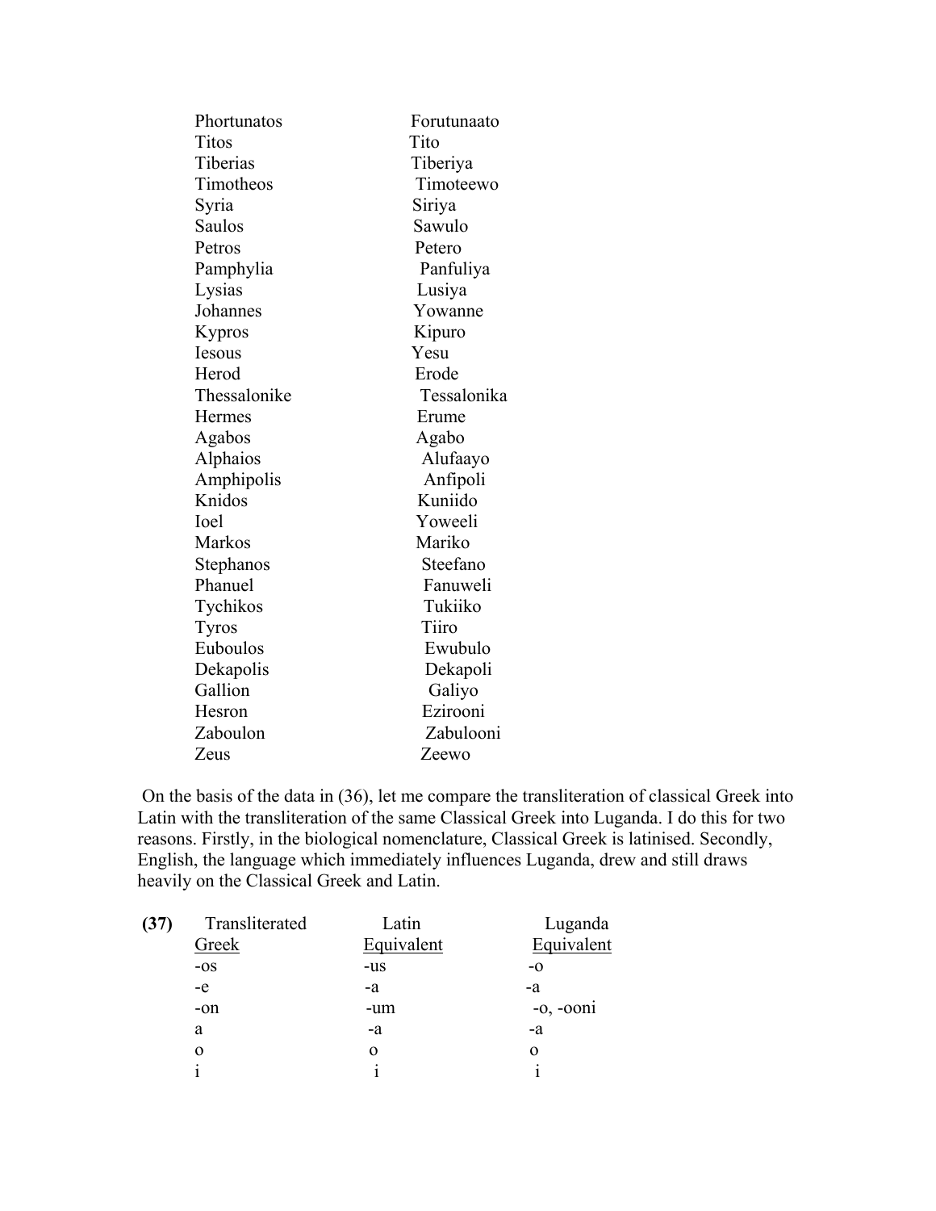| | |
|---|---|
| Phortunatos | Forutunaato |
| Titos | Tito |
| Tiberias | Tiberiya |
| Timotheos | Timoteewo |
| Syria | Siriya |
| Saulos | Sawulo |
| Petros | Petero |
| Pamphylia | Panfuliya |
| Lysias | Lusiya |
| Johannes | Yowanne |
| Kypros | Kipuro |
| Iesous | Yesu |
| Herod | Erode |
| Thessalonike | Tessalonika |
| Hermes | Erume |
| Agabos | Agabo |
| Alphaios | Alufaayo |
| Amphipolis | Anfipoli |
| Knidos | Kuniido |
| Ioel | Yoweeli |
| Markos | Mariko |
| Stephanos | Steefano |
| Phanuel | Fanuweli |
| Tychikos | Tukiiko |
| Tyros | Tiiro |
| Euboulos | Ewubulo |
| Dekapolis | Dekapoli |
| Gallion | Galiyo |
| Hesron | Ezirooni |
| Zaboulon | Zabulooni |
| Zeus | Zeewo |

On the basis of the data in (36), let me compare the transliteration of classical Greek into Latin with the transliteration of the same Classical Greek into Luganda. I do this for two reasons. Firstly, in the biological nomenclature, Classical Greek is latinised. Secondly, English, the language which immediately influences Luganda, drew and still draws heavily on the Classical Greek and Latin.

**(37)**

| Transliterated Greek | Latin Equivalent | Luganda Equivalent |
|---|---|---|
| -os | -us | -o |
| -e | -a | -a |
| -on | -um | -o, -ooni |
| a | -a | -a |
| o | o | o |
| i | i | i |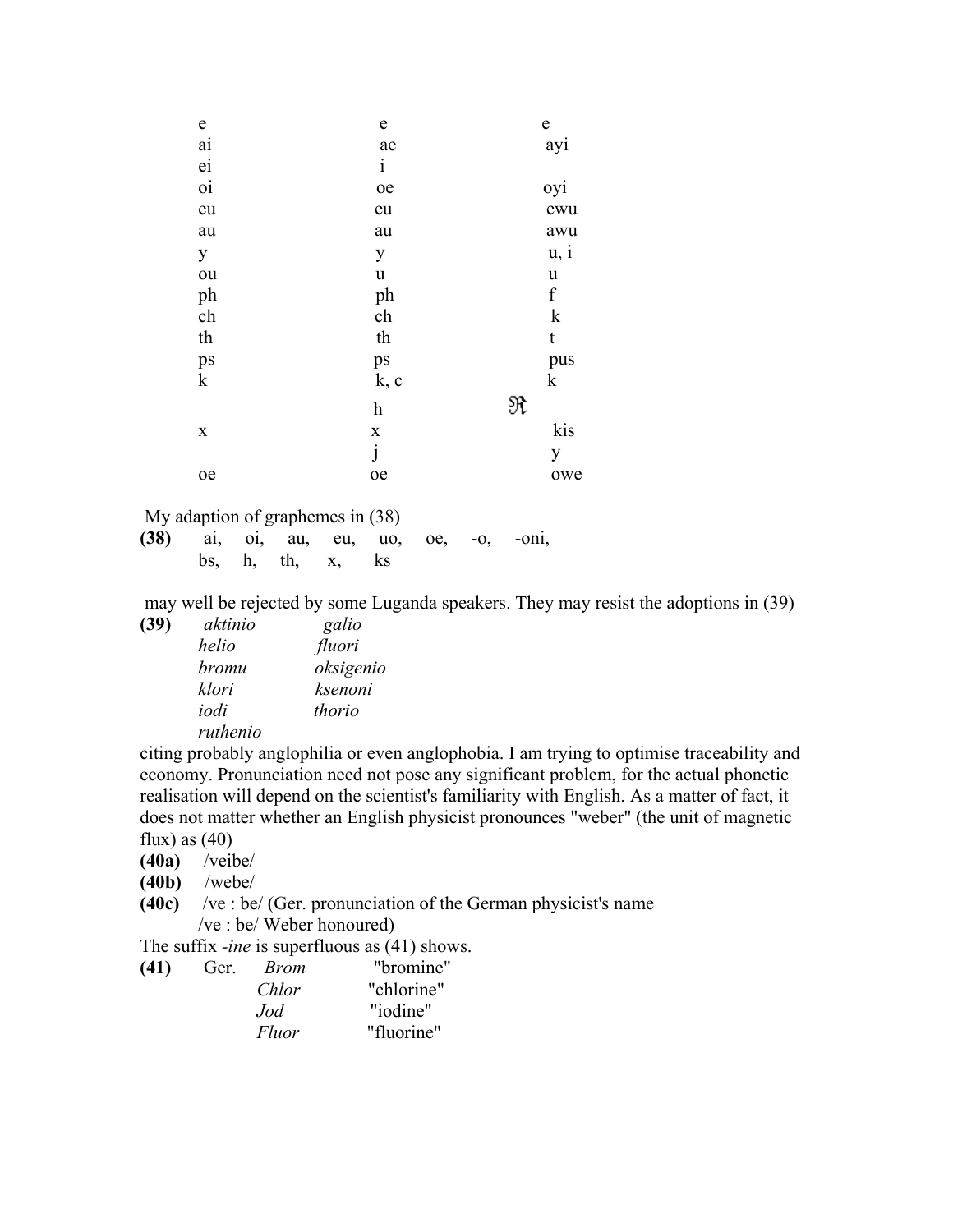| | | |
|---|---|---|
| e | e | e |
| ai | ae | ayi |
| ei | i | |
| oi | oe | oyi |
| eu | eu | ewu |
| au | au | awu |
| y | y | u, i |
| ou | u | u |
| ph | ph | f |
| ch | ch | k |
| th | th | t |
| ps | ps | pus |
| k | k, c | k |
| | h | ℜ |
| x | x | kis |
| | j | y |
| oe | oe | owe |

My adaption of graphemes in (38)

**(38)** ai, oi, au, eu, uo, oe, -o, -oni,
bs, h, th, x, ks

may well be rejected by some Luganda speakers. They may resist the adoptions in (39)

**(39)**

| | |
|---|---|
| *aktinio* | *galio* |
| *helio* | *fluori* |
| *bromu* | *oksigenio* |
| *klori* | *ksenoni* |
| *iodi* | *thorio* |
| *ruthenio* | |

citing probably anglophilia or even anglophobia. I am trying to optimise traceability and economy. Pronunciation need not pose any significant problem, for the actual phonetic realisation will depend on the scientist's familiarity with English. As a matter of fact, it does not matter whether an English physicist pronounces "weber" (the unit of magnetic flux) as (40)

**(40a)** /veibe/

**(40b)** /webe/

**(40c)** /ve : be/ (Ger. pronunciation of the German physicist's name /ve : be/ Weber honoured)

The suffix *-ine* is superfluous as (41) shows.

**(41)** Ger.

| | |
|---|---|
| *Brom* | "bromine" |
| *Chlor* | "chlorine" |
| *Jod* | "iodine" |
| *Fluor* | "fluorine" |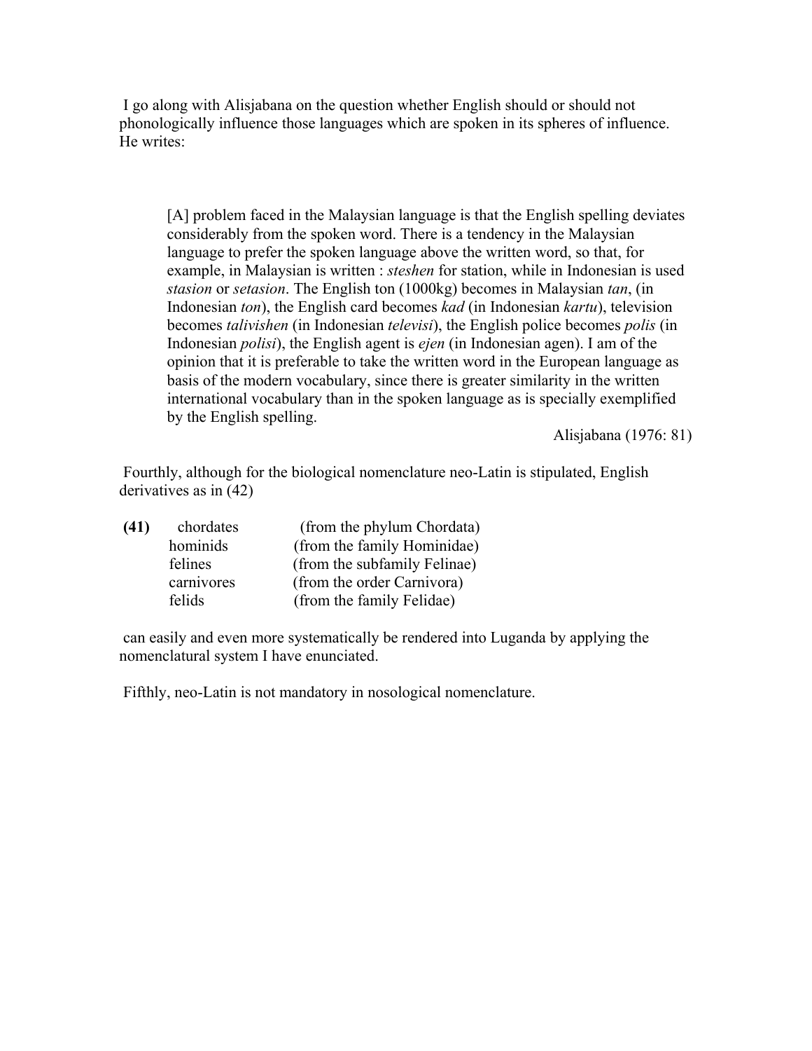I go along with Alisjabana on the question whether English should or should not phonologically influence those languages which are spoken in its spheres of influence. He writes:

> [A] problem faced in the Malaysian language is that the English spelling deviates considerably from the spoken word. There is a tendency in the Malaysian language to prefer the spoken language above the written word, so that, for example, in Malaysian is written : *steshen* for station, while in Indonesian is used *stasion* or *setasion*. The English ton (1000kg) becomes in Malaysian *tan*, (in Indonesian *ton*), the English card becomes *kad* (in Indonesian *kartu*), television becomes *talivishen* (in Indonesian *televisi*), the English police becomes *polis* (in Indonesian *polisi*), the English agent is *ejen* (in Indonesian agen). I am of the opinion that it is preferable to take the written word in the European language as basis of the modern vocabulary, since there is greater similarity in the written international vocabulary than in the spoken language as is specially exemplified by the English spelling.
>
> Alisjabana (1976: 81)

Fourthly, although for the biological nomenclature neo-Latin is stipulated, English derivatives as in (42)

| | | |
|---|---|---|
| **(41)** | chordates | (from the phylum Chordata) |
| | hominids | (from the family Hominidae) |
| | felines | (from the subfamily Felinae) |
| | carnivores | (from the order Carnivora) |
| | felids | (from the family Felidae) |

can easily and even more systematically be rendered into Luganda by applying the nomenclatural system I have enunciated.

Fifthly, neo-Latin is not mandatory in nosological nomenclature.